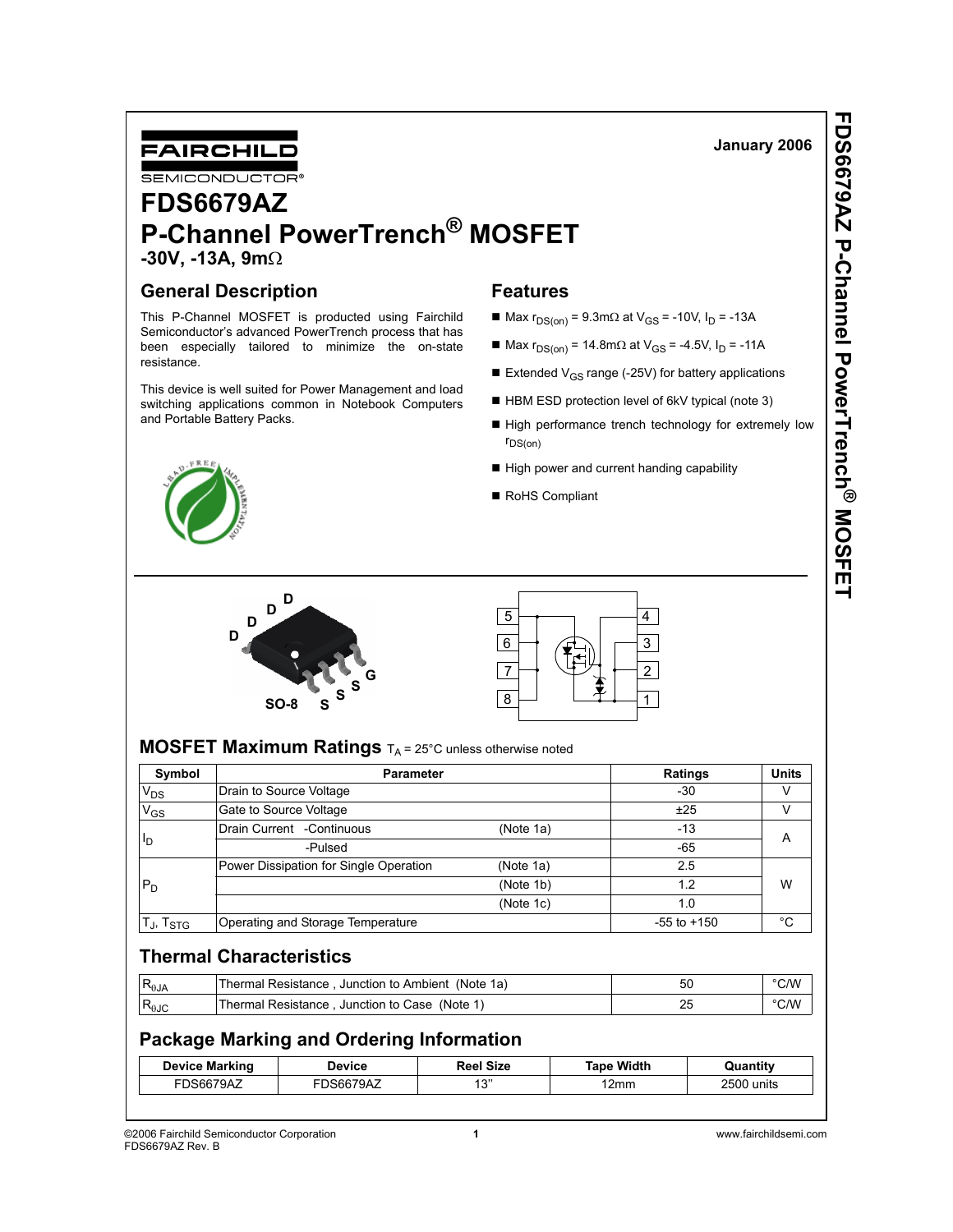January 2006

# FDS6679AZ

# P-Channel PowerTrench® MOSFET

**-30V, -13A, 9mΩ**

## General Description

This P-Channel MOSFET is producted using Fairchild Semiconductor's advanced PowerTrench process that has been especially tailored to minimize the on-state resistance.

This device is well suited for Power Management and load switching applications common in Notebook Computers and Portable Battery Packs.

## Features

- Max $r_{DS(on)}$ = 9.3mΩ at $V_{GS}$ = -10V, $I_D$ = -13A
- Max $r_{DS(on)}$ = 14.8mΩ at $V_{GS}$ = -4.5V, $I_D$ = -11A
- Extended $V_{GS}$ range (-25V) for battery applications
- HBM ESD protection level of 6kV typical (note 3)
- High performance trench technology for extremely low $r_{DS(on)}$
- High power and current handing capability
- RoHS Compliant

## MOSFET Maximum Ratings $T_A$ = 25°C unless otherwise noted

| Symbol | Parameter | | Ratings | Units |
|---|---|---|---|---|
| $V_{DS}$ | Drain to Source Voltage | | -30 | V |
| $V_{GS}$ | Gate to Source Voltage | | ±25 | V |
| $I_D$ | Drain Current -Continuous | (Note 1a) | -13 | A |
| | -Pulsed | | -65 | |
| $P_D$ | Power Dissipation for Single Operation | (Note 1a) | 2.5 | W |
| | | (Note 1b) | 1.2 | |
| | | (Note 1c) | 1.0 | |
| $T_J$, $T_{STG}$ | Operating and Storage Temperature | | -55 to +150 | °C |

## Thermal Characteristics

| Symbol | Parameter | Ratings | Units |
|---|---|---|---|
| $R_{\theta JA}$ | Thermal Resistance , Junction to Ambient (Note 1a) | 50 | °C/W |
| $R_{\theta JC}$ | Thermal Resistance , Junction to Case (Note 1) | 25 | °C/W |

## Package Marking and Ordering Information

| Device Marking | Device | Reel Size | Tape Width | Quantity |
|---|---|---|---|---|
| FDS6679AZ | FDS6679AZ | 13'' | 12mm | 2500 units |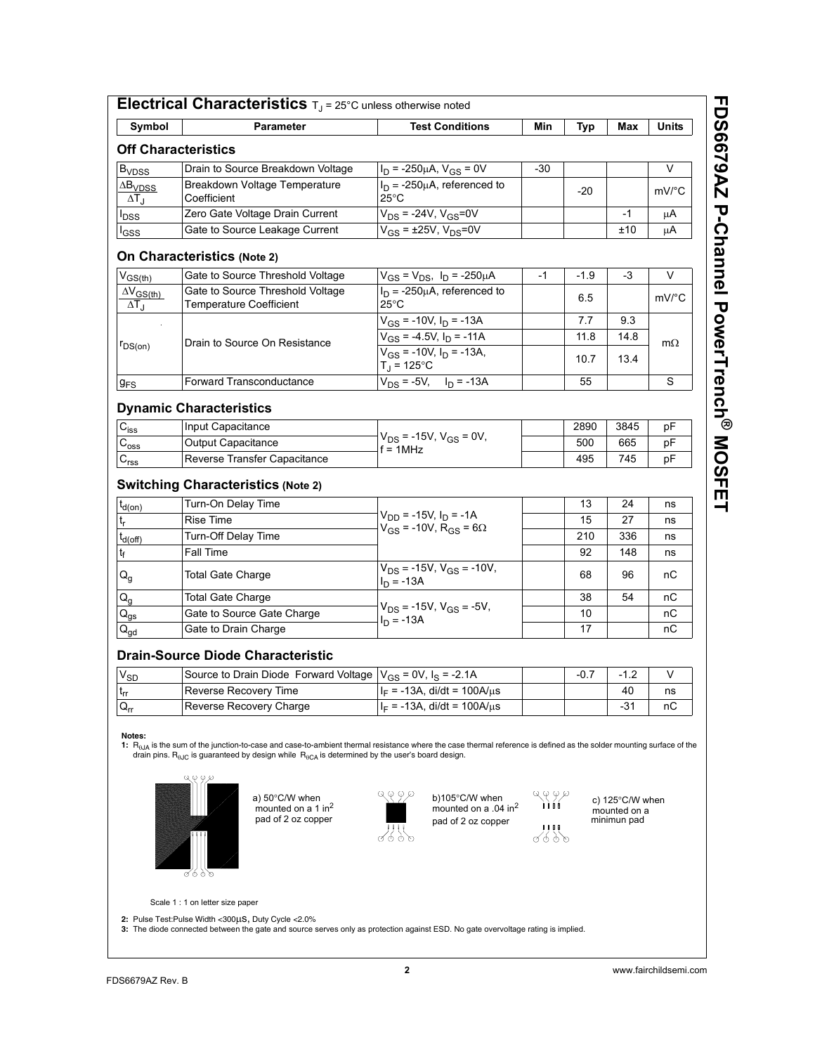## Electrical Characteristics $T_J$ = 25°C unless otherwise noted

| Symbol | Parameter | Test Conditions | Min | Typ | Max | Units |
|---|---|---|---|---|---|---|
| **Off Characteristics** | | | | | | |
| $B_{VDSS}$ | Drain to Source Breakdown Voltage | $I_D$ = -250μA, $V_{GS}$ = 0V | -30 | | | V |
| $\frac{\Delta B_{VDSS}}{\Delta T_J}$ | Breakdown Voltage Temperature Coefficient | $I_D$ = -250μA, referenced to 25°C | | -20 | | mV/°C |
| $I_{DSS}$ | Zero Gate Voltage Drain Current | $V_{DS}$ = -24V, $V_{GS}$=0V | | | -1 | μA |
| $I_{GSS}$ | Gate to Source Leakage Current | $V_{GS}$ = ±25V, $V_{DS}$=0V | | | ±10 | μA |
| **On Characteristics (Note 2)** | | | | | | |
| $V_{GS(th)}$ | Gate to Source Threshold Voltage | $V_{GS}$ = $V_{DS}$, $I_D$ = -250μA | -1 | -1.9 | -3 | V |
| $\frac{\Delta V_{GS(th)}}{\Delta T_J}$ | Gate to Source Threshold Voltage Temperature Coefficient | $I_D$ = -250μA, referenced to 25°C | | 6.5 | | mV/°C |
| $r_{DS(on)}$ | Drain to Source On Resistance | $V_{GS}$ = -10V, $I_D$ = -13A | | 7.7 | 9.3 | mΩ |
| | | $V_{GS}$ = -4.5V, $I_D$ = -11A | | 11.8 | 14.8 | |
| | | $V_{GS}$ = -10V, $I_D$ = -13A, $T_J$ = 125°C | | 10.7 | 13.4 | |
| $g_{FS}$ | Forward Transconductance | $V_{DS}$ = -5V, $I_D$ = -13A | | 55 | | S |
| **Dynamic Characteristics** | | | | | | |
| $C_{iss}$ | Input Capacitance | $V_{DS}$ = -15V, $V_{GS}$ = 0V, f = 1MHz | | 2890 | 3845 | pF |
| $C_{oss}$ | Output Capacitance | | | 500 | 665 | pF |
| $C_{rss}$ | Reverse Transfer Capacitance | | | 495 | 745 | pF |
| **Switching Characteristics (Note 2)** | | | | | | |
| $t_{d(on)}$ | Turn-On Delay Time | $V_{DD}$ = -15V, $I_D$ = -1A $V_{GS}$ = -10V, $R_{GS}$ = 6Ω | | 13 | 24 | ns |
| $t_r$ | Rise Time | | | 15 | 27 | ns |
| $t_{d(off)}$ | Turn-Off Delay Time | | | 210 | 336 | ns |
| $t_f$ | Fall Time | | | 92 | 148 | ns |
| $Q_g$ | Total Gate Charge | $V_{DS}$ = -15V, $V_{GS}$ = -10V, $I_D$ = -13A | | 68 | 96 | nC |
| $Q_g$ | Total Gate Charge | $V_{DS}$ = -15V, $V_{GS}$ = -5V, $I_D$ = -13A | | 38 | 54 | nC |
| $Q_{gs}$ | Gate to Source Gate Charge | | | 10 | | nC |
| $Q_{gd}$ | Gate to Drain Charge | | | 17 | | nC |
| **Drain-Source Diode Characteristic** | | | | | | |
| $V_{SD}$ | Source to Drain Diode Forward Voltage | $V_{GS}$ = 0V, $I_S$ = -2.1A | | -0.7 | -1.2 | V |
| $t_{rr}$ | Reverse Recovery Time | $I_F$ = -13A, di/dt = 100A/μs | | | 40 | ns |
| $Q_{rr}$ | Reverse Recovery Charge | $I_F$ = -13A, di/dt = 100A/μs | | | -31 | nC |

**Notes:**

**1:** $R_{\theta JA}$ is the sum of the junction-to-case and case-to-ambient thermal resistance where the case thermal reference is defined as the solder mounting surface of the drain pins. $R_{\theta JC}$ is guaranteed by design while $R_{\theta CA}$ is determined by the user's board design.

a) 50°C/W when mounted on a 1 in² pad of 2 oz copper

b)105°C/W when mounted on a .04 in² pad of 2 oz copper

c) 125°C/W when mounted on a minimun pad

Scale 1 : 1 on letter size paper

**2:** Pulse Test:Pulse Width <300μs, Duty Cycle <2.0%

**3:** The diode connected between the gate and source serves only as protection against ESD. No gate overvoltage rating is implied.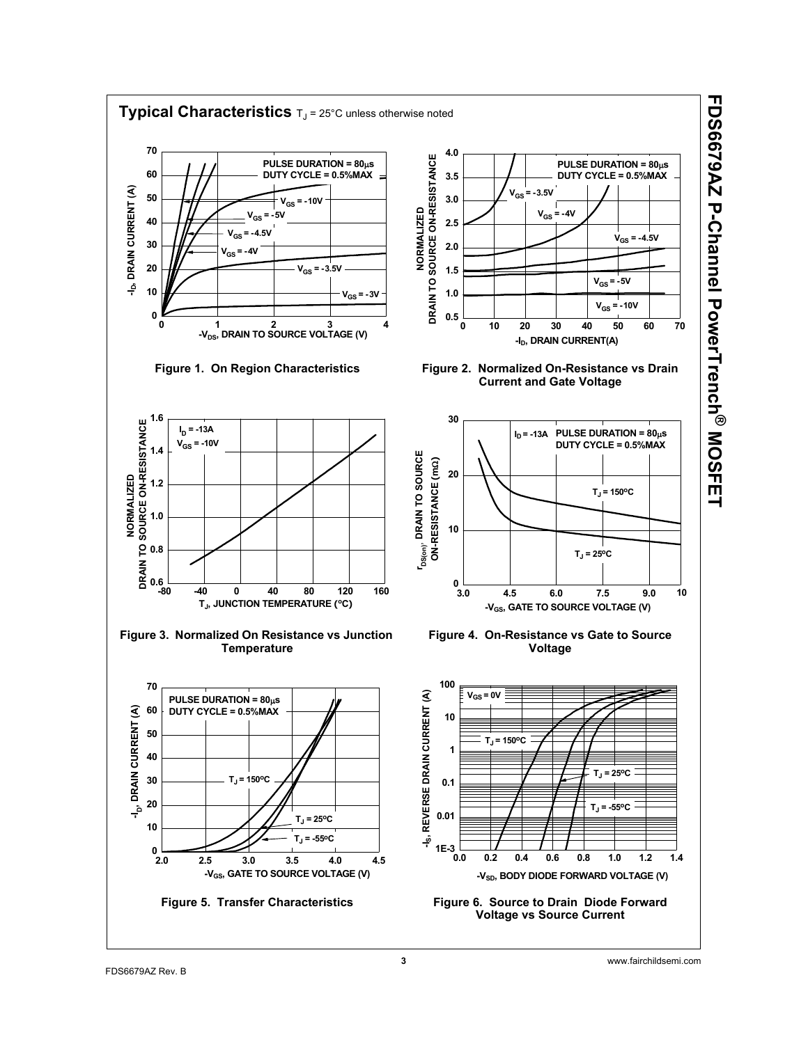## Typical Characteristics $T_J$ = 25°C unless otherwise noted

Figure 1. On Region Characteristics

Figure 2. Normalized On-Resistance vs Drain Current and Gate Voltage

Figure 3. Normalized On Resistance vs Junction Temperature

Figure 4. On-Resistance vs Gate to Source Voltage

Figure 5. Transfer Characteristics

Figure 6. Source to Drain Diode Forward Voltage vs Source Current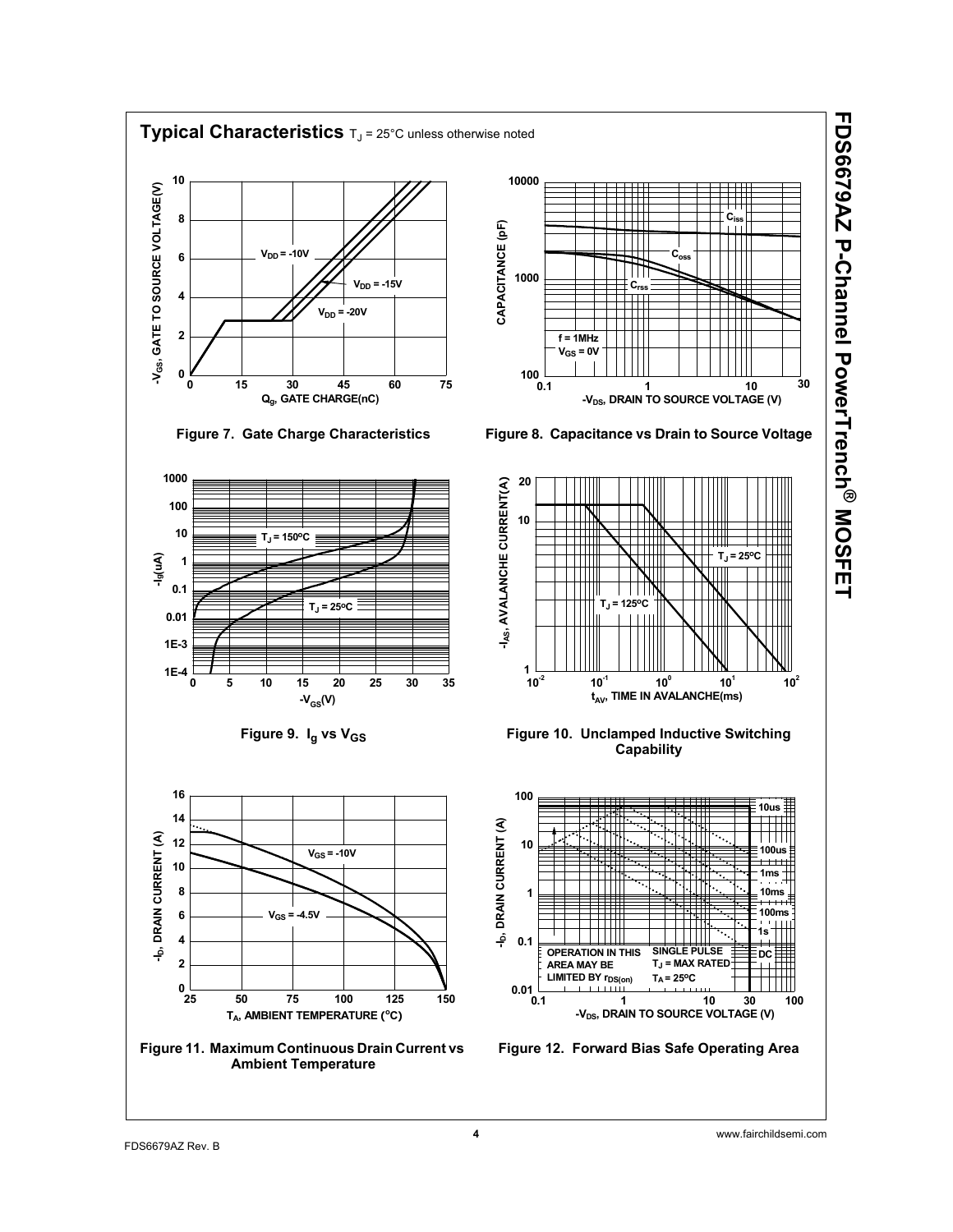## Typical Characteristics $T_J$ = 25°C unless otherwise noted

Figure 7. Gate Charge Characteristics

Figure 8. Capacitance vs Drain to Source Voltage

Figure 9. $I_g$ vs $V_{GS}$

Figure 10. Unclamped Inductive Switching Capability

Figure 11. Maximum Continuous Drain Current vs Ambient Temperature

Figure 12. Forward Bias Safe Operating Area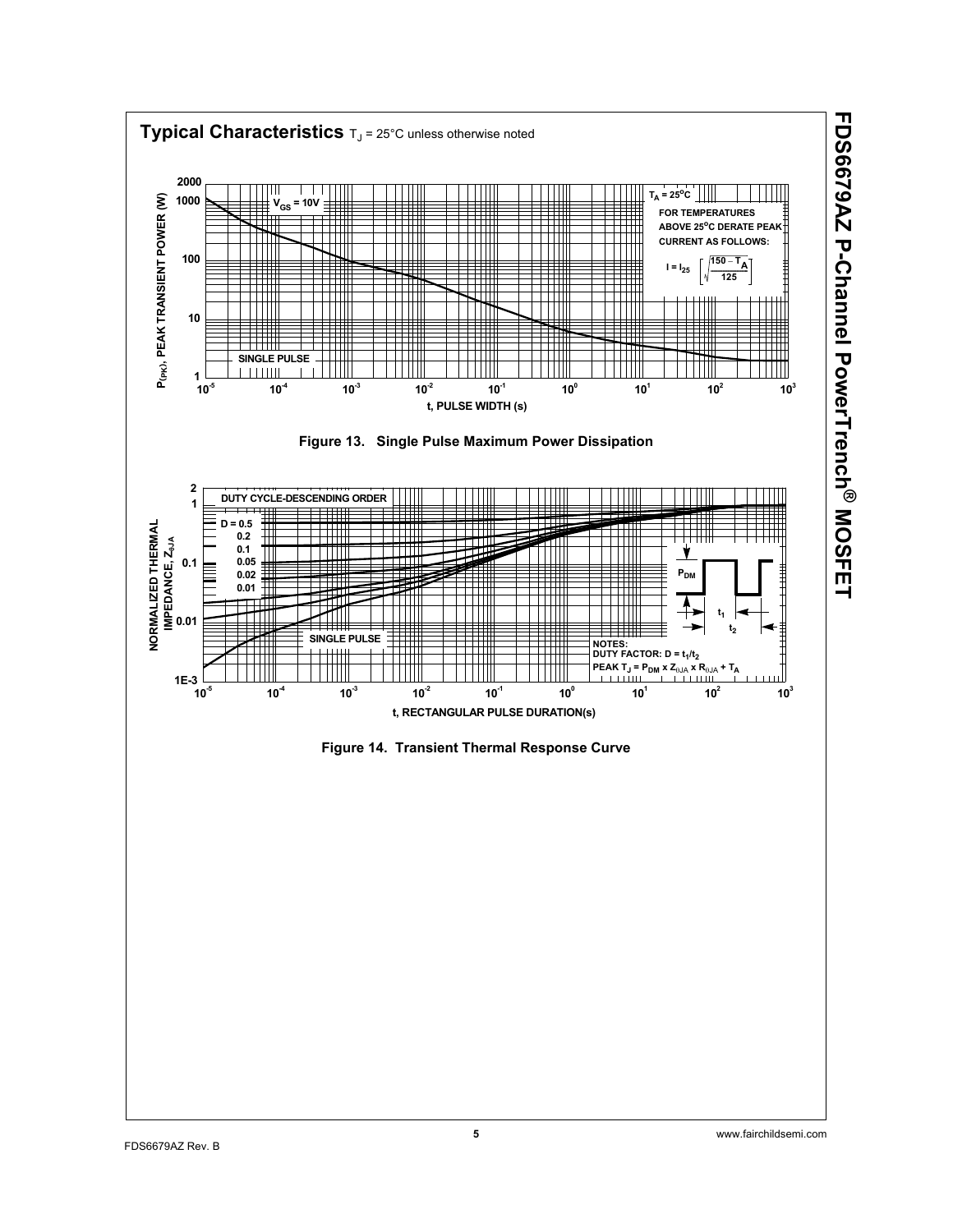## Typical Characteristics $T_J$ = 25°C unless otherwise noted

Figure 13. Single Pulse Maximum Power Dissipation

Figure 14. Transient Thermal Response Curve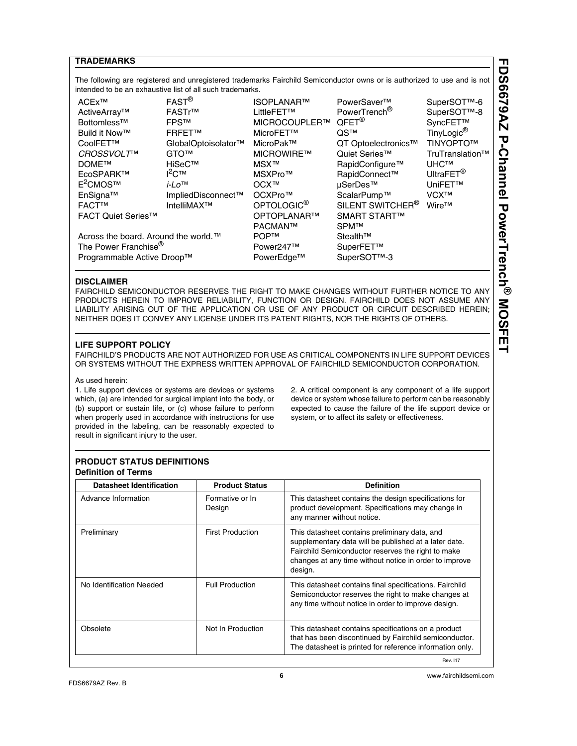## TRADEMARKS

The following are registered and unregistered trademarks Fairchild Semiconductor owns or is authorized to use and is not intended to be an exhaustive list of all such trademarks.

| | | | | |
|---|---|---|---|---|
| ACEx™ | FAST® | ISOPLANAR™ | PowerSaver™ | SuperSOT™-6 |
| ActiveArray™ | FASTr™ | LittleFET™ | PowerTrench® | SuperSOT™-8 |
| Bottomless™ | FPS™ | MICROCOUPLER™ | QFET® | SyncFET™ |
| Build it Now™ | FRFET™ | MicroFET™ | QS™ | TinyLogic® |
| CoolFET™ | GlobalOptoisolator™ | MicroPak™ | QT Optoelectronics™ | TINYOPTO™ |
| *CROSSVOLT*™ | GTO™ | MICROWIRE™ | Quiet Series™ | TruTranslation™ |
| DOME™ | HiSeC™ | MSX™ | RapidConfigure™ | UHC™ |
| EcoSPARK™ | $I^2C$™ | MSXPro™ | RapidConnect™ | UltraFET® |
| $E^2CMOS$™ | *i-Lo*™ | OCX™ | µSerDes™ | UniFET™ |
| EnSigna™ | ImpliedDisconnect™ | OCXPro™ | ScalarPump™ | VCX™ |
| FACT™ | IntelliMAX™ | OPTOLOGIC® | SILENT SWITCHER® | Wire™ |
| FACT Quiet Series™ | | OPTOPLANAR™ | SMART START™ | |
| | | PACMAN™ | SPM™ | |
| Across the board. Around the world.™ | | POP™ | Stealth™ | |
| The Power Franchise® | | Power247™ | SuperFET™ | |
| Programmable Active Droop™ | | PowerEdge™ | SuperSOT™-3 | |

## DISCLAIMER

FAIRCHILD SEMICONDUCTOR RESERVES THE RIGHT TO MAKE CHANGES WITHOUT FURTHER NOTICE TO ANY PRODUCTS HEREIN TO IMPROVE RELIABILITY, FUNCTION OR DESIGN. FAIRCHILD DOES NOT ASSUME ANY LIABILITY ARISING OUT OF THE APPLICATION OR USE OF ANY PRODUCT OR CIRCUIT DESCRIBED HEREIN; NEITHER DOES IT CONVEY ANY LICENSE UNDER ITS PATENT RIGHTS, NOR THE RIGHTS OF OTHERS.

## LIFE SUPPORT POLICY

FAIRCHILD'S PRODUCTS ARE NOT AUTHORIZED FOR USE AS CRITICAL COMPONENTS IN LIFE SUPPORT DEVICES OR SYSTEMS WITHOUT THE EXPRESS WRITTEN APPROVAL OF FAIRCHILD SEMICONDUCTOR CORPORATION.

As used herein:

1. Life support devices or systems are devices or systems which, (a) are intended for surgical implant into the body, or (b) support or sustain life, or (c) whose failure to perform when properly used in accordance with instructions for use provided in the labeling, can be reasonably expected to result in significant injury to the user.

2. A critical component is any component of a life support device or system whose failure to perform can be reasonably expected to cause the failure of the life support device or system, or to affect its safety or effectiveness.

## PRODUCT STATUS DEFINITIONS

### Definition of Terms

| Datasheet Identification | Product Status | Definition |
|---|---|---|
| Advance Information | Formative or In Design | This datasheet contains the design specifications for product development. Specifications may change in any manner without notice. |
| Preliminary | First Production | This datasheet contains preliminary data, and supplementary data will be published at a later date. Fairchild Semiconductor reserves the right to make changes at any time without notice in order to improve design. |
| No Identification Needed | Full Production | This datasheet contains final specifications. Fairchild Semiconductor reserves the right to make changes at any time without notice in order to improve design. |
| Obsolete | Not In Production | This datasheet contains specifications on a product that has been discontinued by Fairchild semiconductor. The datasheet is printed for reference information only. |

Rev. I17